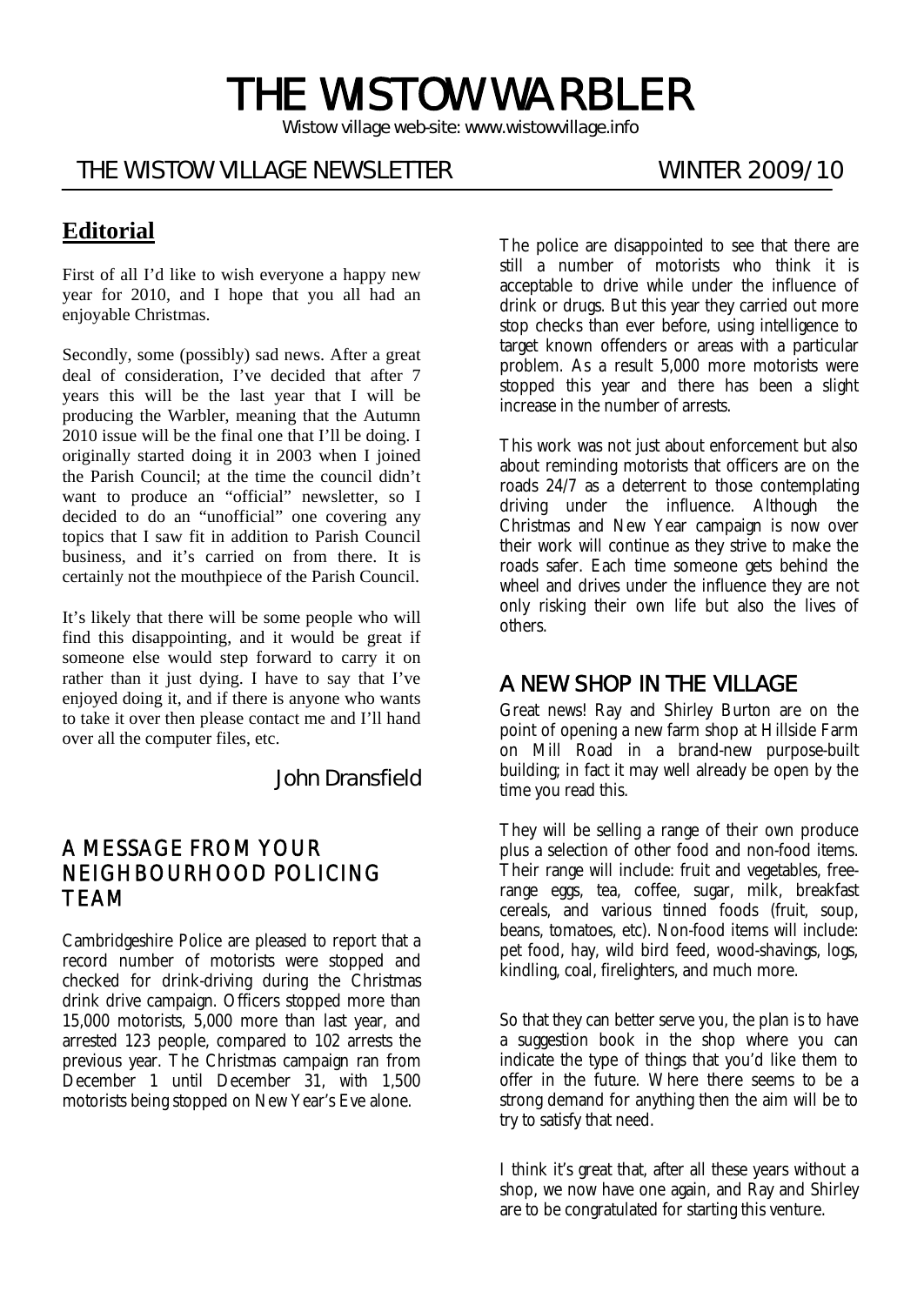# THE WISTOW WARBLER

Wistow village web-site: www.wistowvillage.info

THE WISTOW VILLAGE NEWSLETTER WINTER 2009/10

## Editorial

First of all I'd like to wish everyone a happy new year for 2010, and I hope that you all had an enjoyable Christmas.

Secondly, some (possibly) sad news. After a great deal of consideration, I've decided that after 7 years this will be the last year that I will be producing the Warbler, meaning that the Autumn 2010 issue will be the final one that I'll be doing. I originally started doing it in 2003 when I joined the Parish Council; at the time the council didn't want to produce an "official" newsletter, so I decided to do an "unofficial" one covering any topics that I saw fit in addition to Parish Council business, and it's carried on from there. It is certainly not the mouthpiece of the Parish Council.

It's likely that there will be some people who will find this disappointing, and it would be great if someone else would step forward to carry it on rather than it just dying. I have to say that I've enjoyed doing it, and if there is anyone who wants to take it over then please contact me and I'll hand over all the computer files, etc.

John Dransfield

## A MESSAGE FROM YOUR NEIGHBOURHOOD POLICING TEAM

Cambridgeshire Police are pleased to report that a record number of motorists were stopped and checked for drink-driving during the Christmas drink drive campaign. Officers stopped more than 15,000 motorists, 5,000 more than last year, and arrested 123 people, compared to 102 arrests the previous year. The Christmas campaign ran from December 1 until December 31, with 1,500 motorists being stopped on New Year's Eve alone.

The police are disappointed to see that there are still a number of motorists who think it is acceptable to drive while under the influence of drink or drugs. But this year they carried out more stop checks than ever before, using intelligence to target known offenders or areas with a particular problem. As a result 5,000 more motorists were stopped this year and there has been a slight increase in the number of arrests.

This work was not just about enforcement but also about reminding motorists that officers are on the roads 24/7 as a deterrent to those contemplating driving under the influence. Although the Christmas and New Year campaign is now over their work will continue as they strive to make the roads safer. Each time someone gets behind the wheel and drives under the influence they are not only risking their own life but also the lives of others.

## A NEW SHOP IN THE VILLAGE

Great news! Ray and Shirley Burton are on the point of opening a new farm shop at Hillside Farm on Mill Road in a brand-new purpose-built building; in fact it may well already be open by the time you read this.

They will be selling a range of their own produce plus a selection of other food and non-food items. Their range will include: fruit and vegetables, free-range eggs, tea, coffee, sugar, milk, breakfast cereals, and various tinned foods (fruit, soup, beans, tomatoes, etc). Non-food items will include: pet food, hay, wild bird feed, wood-shavings, logs, kindling, coal, firelighters, and much more.

So that they can better serve you, the plan is to have a suggestion book in the shop where you can indicate the type of things that you'd like them to offer in the future. Where there seems to be a strong demand for anything then the aim will be to try to satisfy that need.

I think it's great that, after all these years without a shop, we now have one again, and Ray and Shirley are to be congratulated for starting this venture.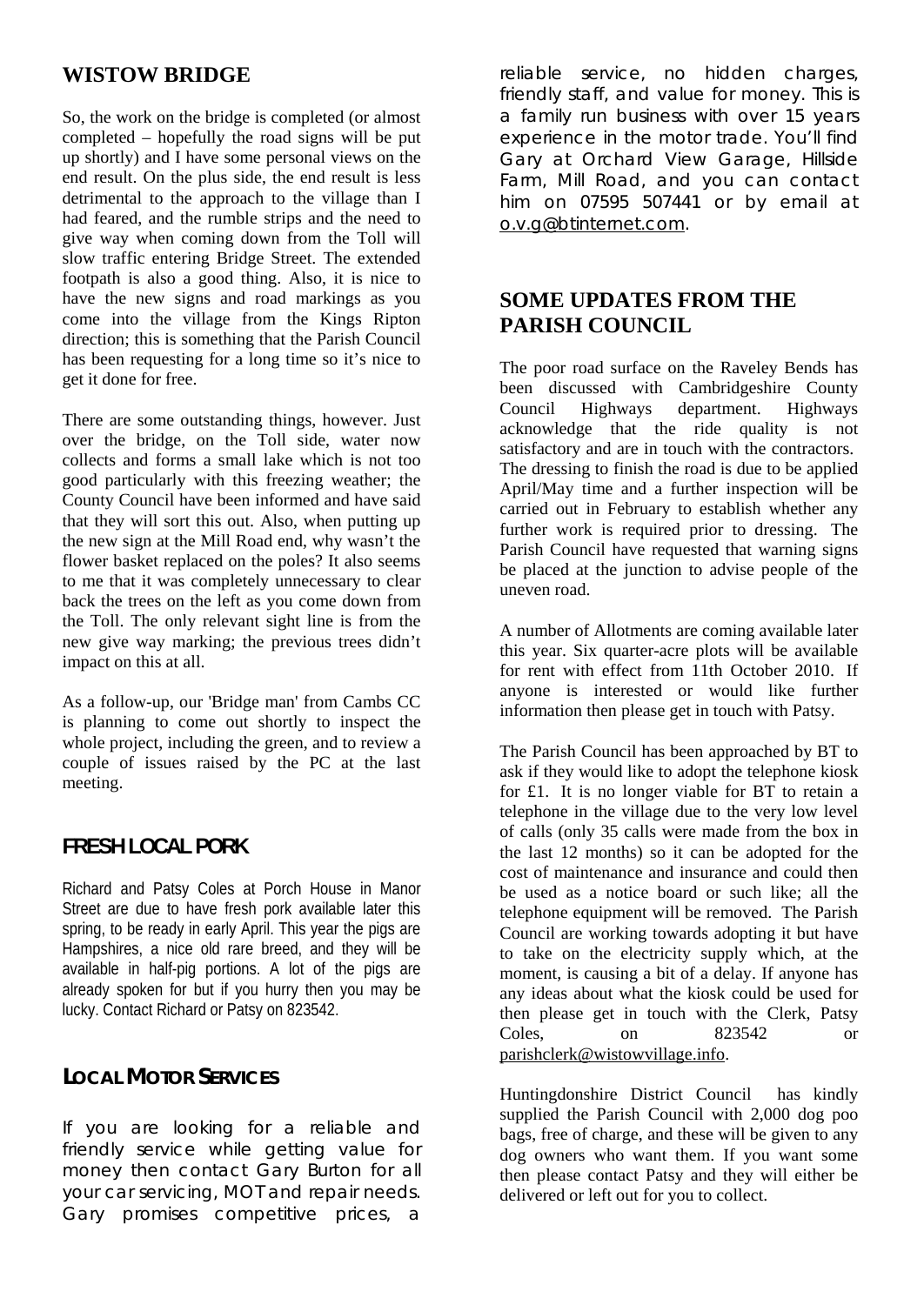## WISTOW BRIDGE

So, the work on the bridge is completed (or almost completed – hopefully the road signs will be put up shortly) and I have some personal views on the end result. On the plus side, the end result is less detrimental to the approach to the village than I had feared, and the rumble strips and the need to give way when coming down from the Toll will slow traffic entering Bridge Street. The extended footpath is also a good thing. Also, it is nice to have the new signs and road markings as you come into the village from the Kings Ripton direction; this is something that the Parish Council has been requesting for a long time so it's nice to get it done for free.

There are some outstanding things, however. Just over the bridge, on the Toll side, water now collects and forms a small lake which is not too good particularly with this freezing weather; the County Council have been informed and have said that they will sort this out. Also, when putting up the new sign at the Mill Road end, why wasn't the flower basket replaced on the poles? It also seems to me that it was completely unnecessary to clear back the trees on the left as you come down from the Toll. The only relevant sight line is from the new give way marking; the previous trees didn't impact on this at all.

As a follow-up, our 'Bridge man' from Cambs CC is planning to come out shortly to inspect the whole project, including the green, and to review a couple of issues raised by the PC at the last meeting.

## FRESH LOCAL PORK

Richard and Patsy Coles at Porch House in Manor Street are due to have fresh pork available later this spring, to be ready in early April. This year the pigs are Hampshires, a nice old rare breed, and they will be available in half-pig portions. A lot of the pigs are already spoken for but if you hurry then you may be lucky. Contact Richard or Patsy on 823542.

## LOCAL MOTOR SERVICES

If you are looking for a reliable and friendly service while getting value for money then contact Gary Burton for all your car servicing, MOT and repair needs. Gary promises competitive prices, a reliable service, no hidden charges, friendly staff, and value for money. This is a family run business with over 15 years experience in the motor trade. You'll find Gary at Orchard View Garage, Hillside Farm, Mill Road, and you can contact him on 07595 507441 or by email at o.v.g@btinternet.com.

## SOME UPDATES FROM THE PARISH COUNCIL

The poor road surface on the Raveley Bends has been discussed with Cambridgeshire County Council Highways department. Highways acknowledge that the ride quality is not satisfactory and are in touch with the contractors. The dressing to finish the road is due to be applied April/May time and a further inspection will be carried out in February to establish whether any further work is required prior to dressing. The Parish Council have requested that warning signs be placed at the junction to advise people of the uneven road.

A number of Allotments are coming available later this year. Six quarter-acre plots will be available for rent with effect from 11th October 2010. If anyone is interested or would like further information then please get in touch with Patsy.

The Parish Council has been approached by BT to ask if they would like to adopt the telephone kiosk for £1. It is no longer viable for BT to retain a telephone in the village due to the very low level of calls (only 35 calls were made from the box in the last 12 months) so it can be adopted for the cost of maintenance and insurance and could then be used as a notice board or such like; all the telephone equipment will be removed. The Parish Council are working towards adopting it but have to take on the electricity supply which, at the moment, is causing a bit of a delay. If anyone has any ideas about what the kiosk could be used for then please get in touch with the Clerk, Patsy Coles, on 823542 or parishclerk@wistowvillage.info.

Huntingdonshire District Council has kindly supplied the Parish Council with 2,000 dog poo bags, free of charge, and these will be given to any dog owners who want them. If you want some then please contact Patsy and they will either be delivered or left out for you to collect.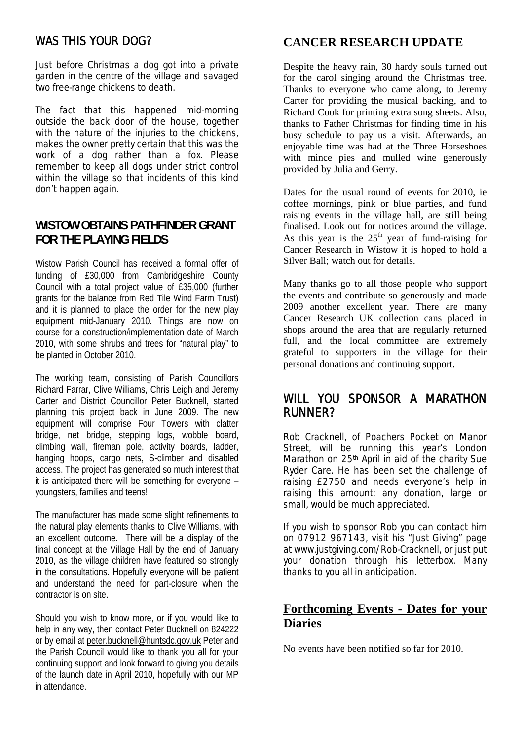## WAS THIS YOUR DOG?

Just before Christmas a dog got into a private garden in the centre of the village and savaged two free-range chickens to death.

The fact that this happened mid-morning outside the back door of the house, together with the nature of the injuries to the chickens, makes the owner pretty certain that this was the work of a dog rather than a fox. Please remember to keep all dogs under strict control within the village so that incidents of this kind don't happen again.

## WISTOW OBTAINS PATHFINDER GRANT FOR THE PLAYING FIELDS

Wistow Parish Council has received a formal offer of funding of £30,000 from Cambridgeshire County Council with a total project value of £35,000 (further grants for the balance from Red Tile Wind Farm Trust) and it is planned to place the order for the new play equipment mid-January 2010. Things are now on course for a construction/implementation date of March 2010, with some shrubs and trees for "natural play" to be planted in October 2010.

The working team, consisting of Parish Councillors Richard Farrar, Clive Williams, Chris Leigh and Jeremy Carter and District Councillor Peter Bucknell, started planning this project back in June 2009. The new equipment will comprise Four Towers with clatter bridge, net bridge, stepping logs, wobble board, climbing wall, fireman pole, activity boards, ladder, hanging hoops, cargo nets, S-climber and disabled access. The project has generated so much interest that it is anticipated there will be something for everyone – youngsters, families and teens!

The manufacturer has made some slight refinements to the natural play elements thanks to Clive Williams, with an excellent outcome. There will be a display of the final concept at the Village Hall by the end of January 2010, as the village children have featured so strongly in the consultations. Hopefully everyone will be patient and understand the need for part-closure when the contractor is on site.

Should you wish to know more, or if you would like to help in any way, then contact Peter Bucknell on 824222 or by email at peter.bucknell@huntsdc.gov.uk Peter and the Parish Council would like to thank you all for your continuing support and look forward to giving you details of the launch date in April 2010, hopefully with our MP in attendance.

## CANCER RESEARCH UPDATE

Despite the heavy rain, 30 hardy souls turned out for the carol singing around the Christmas tree. Thanks to everyone who came along, to Jeremy Carter for providing the musical backing, and to Richard Cook for printing extra song sheets. Also, thanks to Father Christmas for finding time in his busy schedule to pay us a visit. Afterwards, an enjoyable time was had at the Three Horseshoes with mince pies and mulled wine generously provided by Julia and Gerry.

Dates for the usual round of events for 2010, ie coffee mornings, pink or blue parties, and fund raising events in the village hall, are still being finalised. Look out for notices around the village. As this year is the 25th year of fund-raising for Cancer Research in Wistow it is hoped to hold a Silver Ball; watch out for details.

Many thanks go to all those people who support the events and contribute so generously and made 2009 another excellent year. There are many Cancer Research UK collection cans placed in shops around the area that are regularly returned full, and the local committee are extremely grateful to supporters in the village for their personal donations and continuing support.

## WILL YOU SPONSOR A MARATHON RUNNER?

Rob Cracknell, of Poachers Pocket on Manor Street, will be running this year's London Marathon on 25th April in aid of the charity Sue Ryder Care. He has been set the challenge of raising £2750 and needs everyone's help in raising this amount; any donation, large or small, would be much appreciated.

If you wish to sponsor Rob you can contact him on 07912 967143, visit his "Just Giving" page at www.justgiving.com/Rob-Cracknell, or just put your donation through his letterbox. Many thanks to you all in anticipation.

## Forthcoming Events - Dates for your Diaries

No events have been notified so far for 2010.